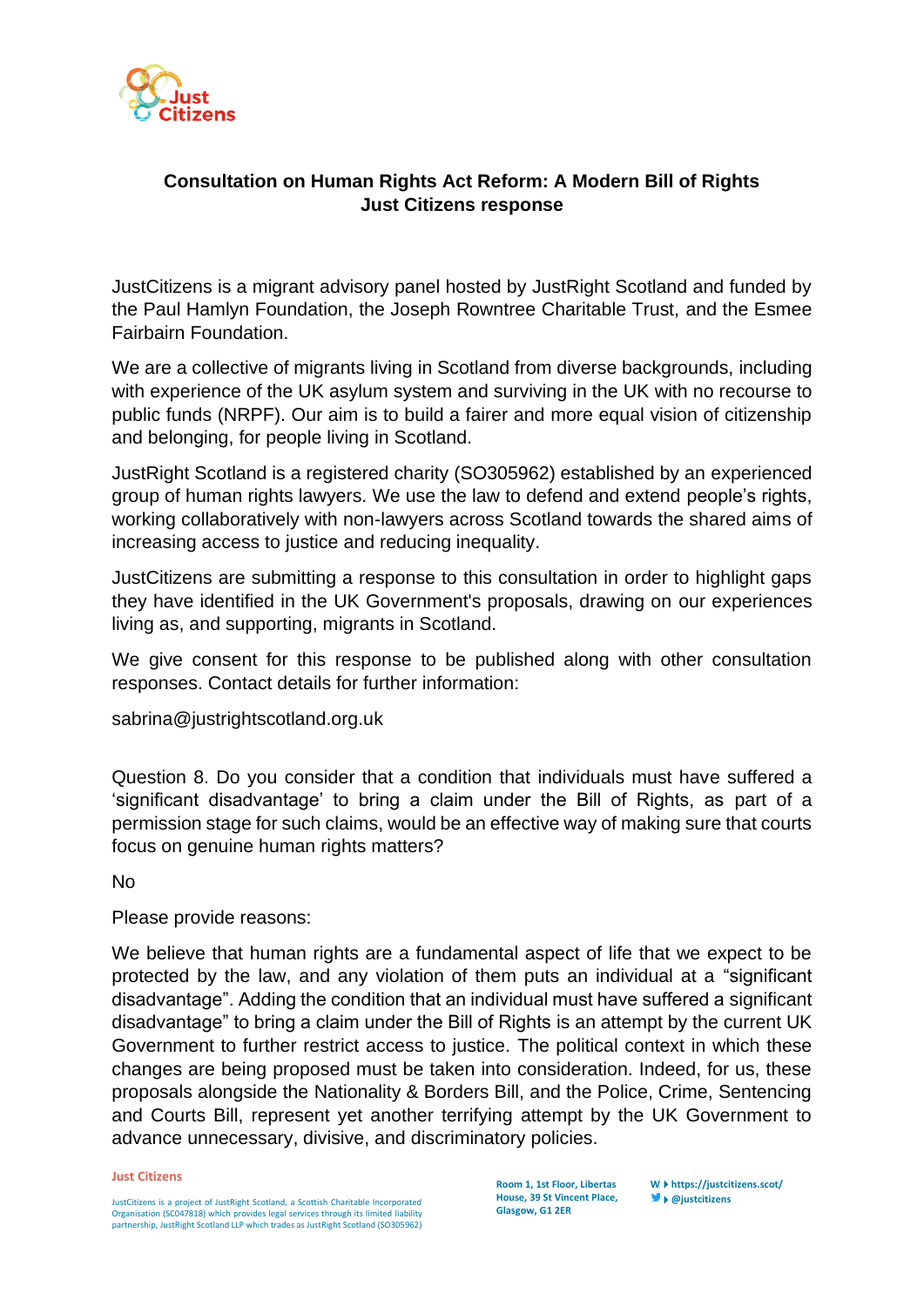**Consultation on Human Rights Act Reform: A Modern Bill of Rights**
**Just Citizens response**

JustCitizens is a migrant advisory panel hosted by JustRight Scotland and funded by the Paul Hamlyn Foundation, the Joseph Rowntree Charitable Trust, and the Esmee Fairbairn Foundation.

We are a collective of migrants living in Scotland from diverse backgrounds, including with experience of the UK asylum system and surviving in the UK with no recourse to public funds (NRPF). Our aim is to build a fairer and more equal vision of citizenship and belonging, for people living in Scotland.

JustRight Scotland is a registered charity (SO305962) established by an experienced group of human rights lawyers. We use the law to defend and extend people's rights, working collaboratively with non-lawyers across Scotland towards the shared aims of increasing access to justice and reducing inequality.

JustCitizens are submitting a response to this consultation in order to highlight gaps they have identified in the UK Government's proposals, drawing on our experiences living as, and supporting, migrants in Scotland.

We give consent for this response to be published along with other consultation responses. Contact details for further information:

sabrina@justrightscotland.org.uk

Question 8. Do you consider that a condition that individuals must have suffered a 'significant disadvantage' to bring a claim under the Bill of Rights, as part of a permission stage for such claims, would be an effective way of making sure that courts focus on genuine human rights matters?

No

Please provide reasons:

We believe that human rights are a fundamental aspect of life that we expect to be protected by the law, and any violation of them puts an individual at a "significant disadvantage". Adding the condition that an individual must have suffered a significant disadvantage" to bring a claim under the Bill of Rights is an attempt by the current UK Government to further restrict access to justice. The political context in which these changes are being proposed must be taken into consideration. Indeed, for us, these proposals alongside the Nationality & Borders Bill, and the Police, Crime, Sentencing and Courts Bill, represent yet another terrifying attempt by the UK Government to advance unnecessary, divisive, and discriminatory policies.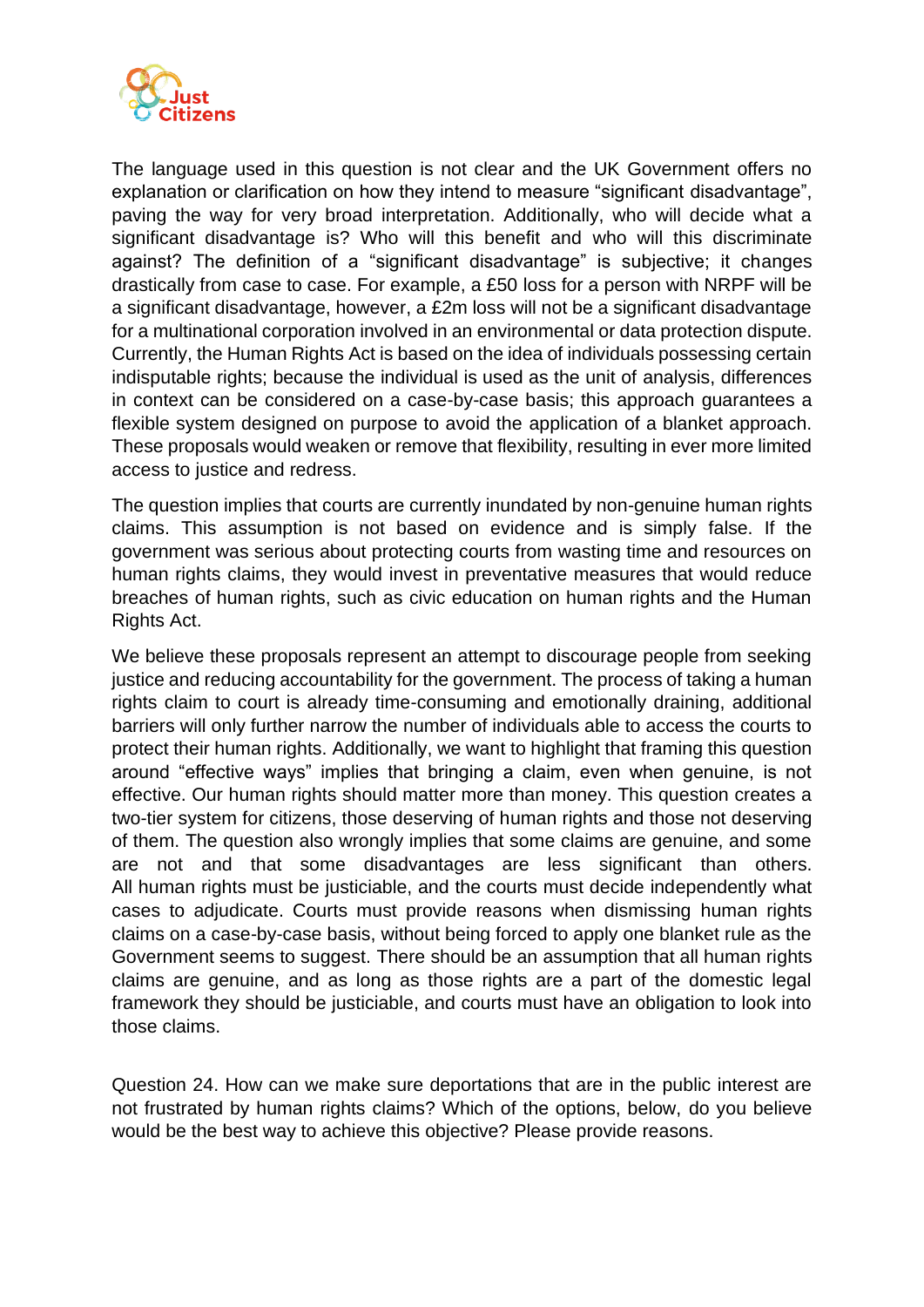The language used in this question is not clear and the UK Government offers no explanation or clarification on how they intend to measure "significant disadvantage", paving the way for very broad interpretation. Additionally, who will decide what a significant disadvantage is? Who will this benefit and who will this discriminate against? The definition of a "significant disadvantage" is subjective; it changes drastically from case to case. For example, a £50 loss for a person with NRPF will be a significant disadvantage, however, a £2m loss will not be a significant disadvantage for a multinational corporation involved in an environmental or data protection dispute. Currently, the Human Rights Act is based on the idea of individuals possessing certain indisputable rights; because the individual is used as the unit of analysis, differences in context can be considered on a case-by-case basis; this approach guarantees a flexible system designed on purpose to avoid the application of a blanket approach. These proposals would weaken or remove that flexibility, resulting in ever more limited access to justice and redress.

The question implies that courts are currently inundated by non-genuine human rights claims. This assumption is not based on evidence and is simply false. If the government was serious about protecting courts from wasting time and resources on human rights claims, they would invest in preventative measures that would reduce breaches of human rights, such as civic education on human rights and the Human Rights Act.

We believe these proposals represent an attempt to discourage people from seeking justice and reducing accountability for the government. The process of taking a human rights claim to court is already time-consuming and emotionally draining, additional barriers will only further narrow the number of individuals able to access the courts to protect their human rights. Additionally, we want to highlight that framing this question around "effective ways" implies that bringing a claim, even when genuine, is not effective. Our human rights should matter more than money. This question creates a two-tier system for citizens, those deserving of human rights and those not deserving of them. The question also wrongly implies that some claims are genuine, and some are not and that some disadvantages are less significant than others. All human rights must be justiciable, and the courts must decide independently what cases to adjudicate. Courts must provide reasons when dismissing human rights claims on a case-by-case basis, without being forced to apply one blanket rule as the Government seems to suggest. There should be an assumption that all human rights claims are genuine, and as long as those rights are a part of the domestic legal framework they should be justiciable, and courts must have an obligation to look into those claims.

Question 24. How can we make sure deportations that are in the public interest are not frustrated by human rights claims? Which of the options, below, do you believe would be the best way to achieve this objective? Please provide reasons.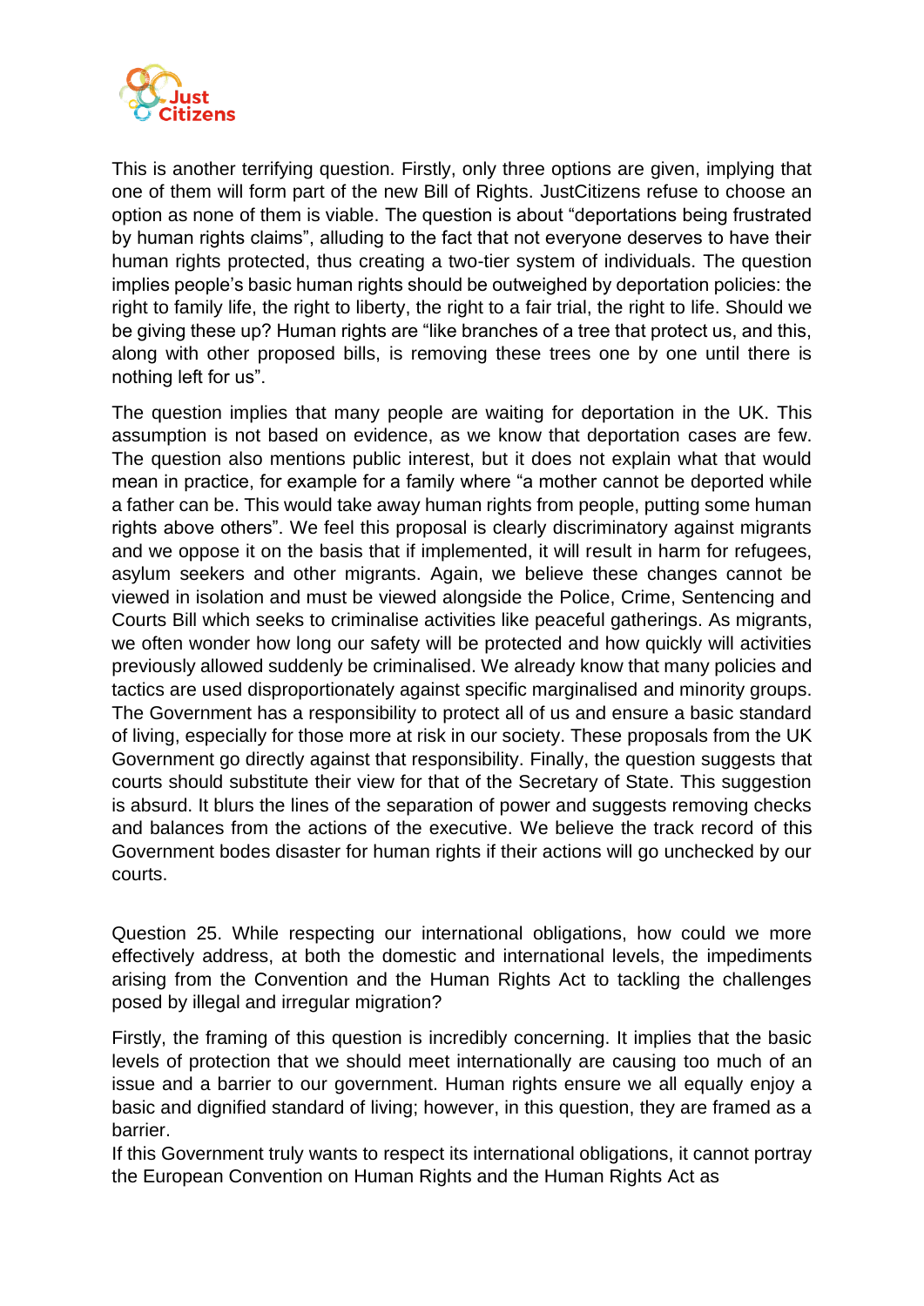This is another terrifying question. Firstly, only three options are given, implying that one of them will form part of the new Bill of Rights. JustCitizens refuse to choose an option as none of them is viable. The question is about "deportations being frustrated by human rights claims", alluding to the fact that not everyone deserves to have their human rights protected, thus creating a two-tier system of individuals. The question implies people's basic human rights should be outweighed by deportation policies: the right to family life, the right to liberty, the right to a fair trial, the right to life. Should we be giving these up? Human rights are "like branches of a tree that protect us, and this, along with other proposed bills, is removing these trees one by one until there is nothing left for us".

The question implies that many people are waiting for deportation in the UK. This assumption is not based on evidence, as we know that deportation cases are few. The question also mentions public interest, but it does not explain what that would mean in practice, for example for a family where "a mother cannot be deported while a father can be. This would take away human rights from people, putting some human rights above others". We feel this proposal is clearly discriminatory against migrants and we oppose it on the basis that if implemented, it will result in harm for refugees, asylum seekers and other migrants. Again, we believe these changes cannot be viewed in isolation and must be viewed alongside the Police, Crime, Sentencing and Courts Bill which seeks to criminalise activities like peaceful gatherings. As migrants, we often wonder how long our safety will be protected and how quickly will activities previously allowed suddenly be criminalised. We already know that many policies and tactics are used disproportionately against specific marginalised and minority groups. The Government has a responsibility to protect all of us and ensure a basic standard of living, especially for those more at risk in our society. These proposals from the UK Government go directly against that responsibility. Finally, the question suggests that courts should substitute their view for that of the Secretary of State. This suggestion is absurd. It blurs the lines of the separation of power and suggests removing checks and balances from the actions of the executive. We believe the track record of this Government bodes disaster for human rights if their actions will go unchecked by our courts.

Question 25. While respecting our international obligations, how could we more effectively address, at both the domestic and international levels, the impediments arising from the Convention and the Human Rights Act to tackling the challenges posed by illegal and irregular migration?

Firstly, the framing of this question is incredibly concerning. It implies that the basic levels of protection that we should meet internationally are causing too much of an issue and a barrier to our government. Human rights ensure we all equally enjoy a basic and dignified standard of living; however, in this question, they are framed as a barrier.

If this Government truly wants to respect its international obligations, it cannot portray the European Convention on Human Rights and the Human Rights Act as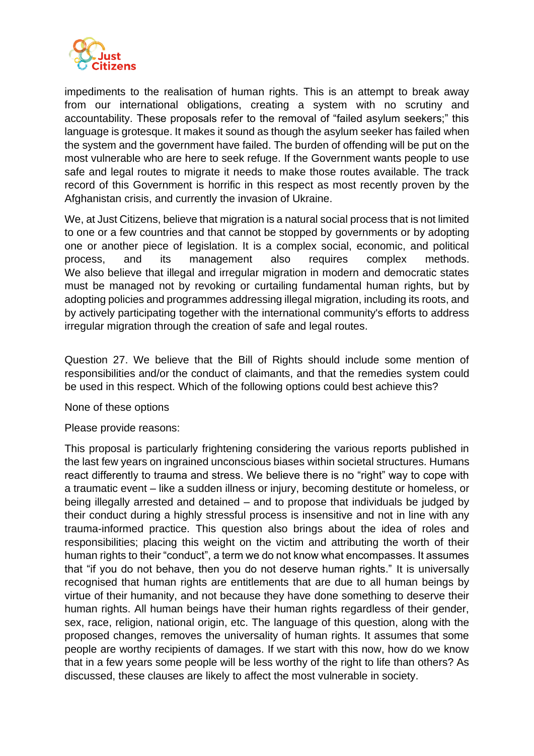impediments to the realisation of human rights. This is an attempt to break away from our international obligations, creating a system with no scrutiny and accountability. These proposals refer to the removal of "failed asylum seekers;" this language is grotesque. It makes it sound as though the asylum seeker has failed when the system and the government have failed. The burden of offending will be put on the most vulnerable who are here to seek refuge. If the Government wants people to use safe and legal routes to migrate it needs to make those routes available. The track record of this Government is horrific in this respect as most recently proven by the Afghanistan crisis, and currently the invasion of Ukraine.

We, at Just Citizens, believe that migration is a natural social process that is not limited to one or a few countries and that cannot be stopped by governments or by adopting one or another piece of legislation. It is a complex social, economic, and political process, and its management also requires complex methods. We also believe that illegal and irregular migration in modern and democratic states must be managed not by revoking or curtailing fundamental human rights, but by adopting policies and programmes addressing illegal migration, including its roots, and by actively participating together with the international community's efforts to address irregular migration through the creation of safe and legal routes.

Question 27. We believe that the Bill of Rights should include some mention of responsibilities and/or the conduct of claimants, and that the remedies system could be used in this respect. Which of the following options could best achieve this?

None of these options

Please provide reasons:

This proposal is particularly frightening considering the various reports published in the last few years on ingrained unconscious biases within societal structures. Humans react differently to trauma and stress. We believe there is no "right" way to cope with a traumatic event – like a sudden illness or injury, becoming destitute or homeless, or being illegally arrested and detained – and to propose that individuals be judged by their conduct during a highly stressful process is insensitive and not in line with any trauma-informed practice. This question also brings about the idea of roles and responsibilities; placing this weight on the victim and attributing the worth of their human rights to their "conduct", a term we do not know what encompasses. It assumes that "if you do not behave, then you do not deserve human rights." It is universally recognised that human rights are entitlements that are due to all human beings by virtue of their humanity, and not because they have done something to deserve their human rights. All human beings have their human rights regardless of their gender, sex, race, religion, national origin, etc. The language of this question, along with the proposed changes, removes the universality of human rights. It assumes that some people are worthy recipients of damages. If we start with this now, how do we know that in a few years some people will be less worthy of the right to life than others? As discussed, these clauses are likely to affect the most vulnerable in society.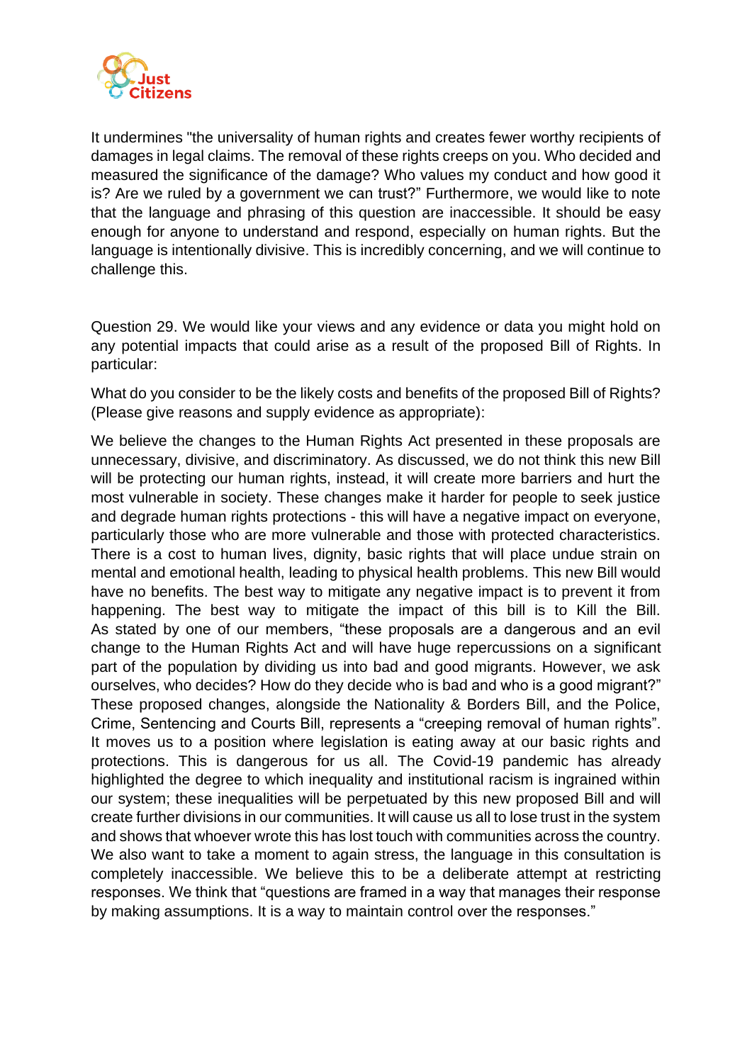It undermines "the universality of human rights and creates fewer worthy recipients of damages in legal claims. The removal of these rights creeps on you. Who decided and measured the significance of the damage? Who values my conduct and how good it is? Are we ruled by a government we can trust?" Furthermore, we would like to note that the language and phrasing of this question are inaccessible. It should be easy enough for anyone to understand and respond, especially on human rights. But the language is intentionally divisive. This is incredibly concerning, and we will continue to challenge this.

Question 29. We would like your views and any evidence or data you might hold on any potential impacts that could arise as a result of the proposed Bill of Rights. In particular:

What do you consider to be the likely costs and benefits of the proposed Bill of Rights? (Please give reasons and supply evidence as appropriate):

We believe the changes to the Human Rights Act presented in these proposals are unnecessary, divisive, and discriminatory. As discussed, we do not think this new Bill will be protecting our human rights, instead, it will create more barriers and hurt the most vulnerable in society. These changes make it harder for people to seek justice and degrade human rights protections - this will have a negative impact on everyone, particularly those who are more vulnerable and those with protected characteristics. There is a cost to human lives, dignity, basic rights that will place undue strain on mental and emotional health, leading to physical health problems. This new Bill would have no benefits. The best way to mitigate any negative impact is to prevent it from happening. The best way to mitigate the impact of this bill is to Kill the Bill. As stated by one of our members, "these proposals are a dangerous and an evil change to the Human Rights Act and will have huge repercussions on a significant part of the population by dividing us into bad and good migrants. However, we ask ourselves, who decides? How do they decide who is bad and who is a good migrant?" These proposed changes, alongside the Nationality & Borders Bill, and the Police, Crime, Sentencing and Courts Bill, represents a "creeping removal of human rights". It moves us to a position where legislation is eating away at our basic rights and protections. This is dangerous for us all. The Covid-19 pandemic has already highlighted the degree to which inequality and institutional racism is ingrained within our system; these inequalities will be perpetuated by this new proposed Bill and will create further divisions in our communities. It will cause us all to lose trust in the system and shows that whoever wrote this has lost touch with communities across the country. We also want to take a moment to again stress, the language in this consultation is completely inaccessible. We believe this to be a deliberate attempt at restricting responses. We think that "questions are framed in a way that manages their response by making assumptions. It is a way to maintain control over the responses."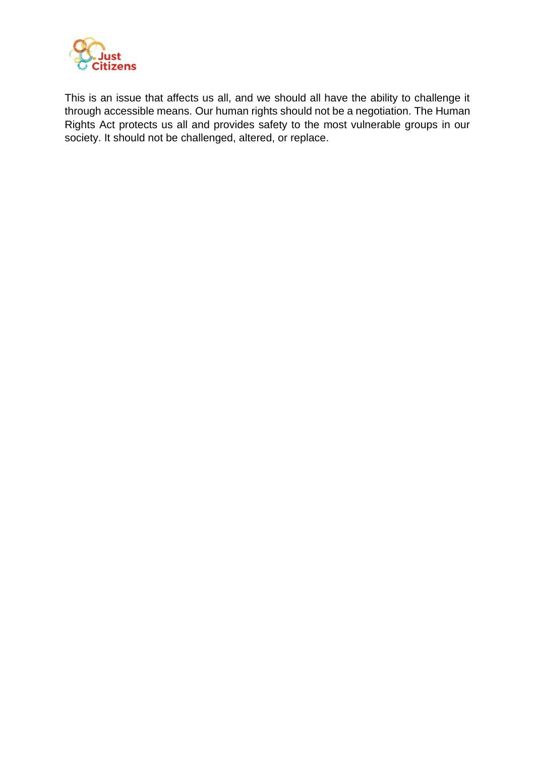This is an issue that affects us all, and we should all have the ability to challenge it through accessible means. Our human rights should not be a negotiation. The Human Rights Act protects us all and provides safety to the most vulnerable groups in our society. It should not be challenged, altered, or replace.